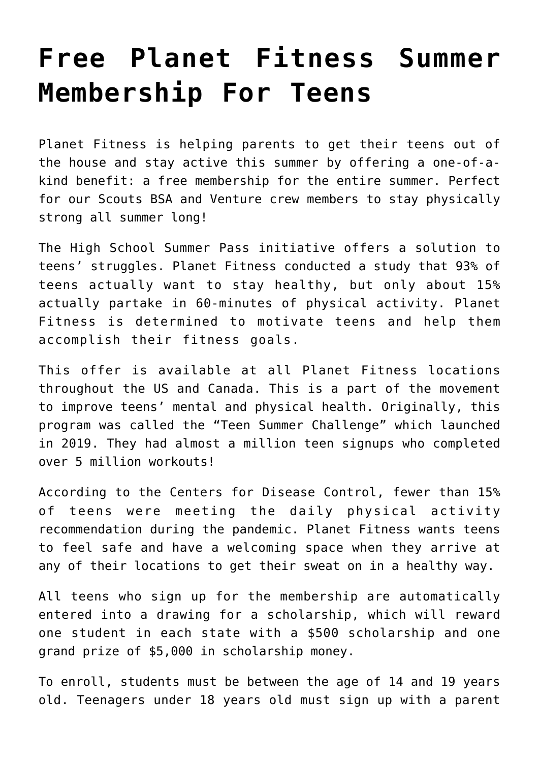# Free Planet Fitness Summer Membership For Teens

Planet Fitness is helping parents to get their teens out of the house and stay active this summer by offering a one-of-a-kind benefit: a free membership for the entire summer. Perfect for our Scouts BSA and Venture crew members to stay physically strong all summer long!

The High School Summer Pass initiative offers a solution to teens' struggles. Planet Fitness conducted a study that 93% of teens actually want to stay healthy, but only about 15% actually partake in 60-minutes of physical activity. Planet Fitness is determined to motivate teens and help them accomplish their fitness goals.

This offer is available at all Planet Fitness locations throughout the US and Canada. This is a part of the movement to improve teens' mental and physical health. Originally, this program was called the "Teen Summer Challenge" which launched in 2019. They had almost a million teen signups who completed over 5 million workouts!

According to the Centers for Disease Control, fewer than 15% of teens were meeting the daily physical activity recommendation during the pandemic. Planet Fitness wants teens to feel safe and have a welcoming space when they arrive at any of their locations to get their sweat on in a healthy way.

All teens who sign up for the membership are automatically entered into a drawing for a scholarship, which will reward one student in each state with a $500 scholarship and one grand prize of $5,000 in scholarship money.

To enroll, students must be between the age of 14 and 19 years old. Teenagers under 18 years old must sign up with a parent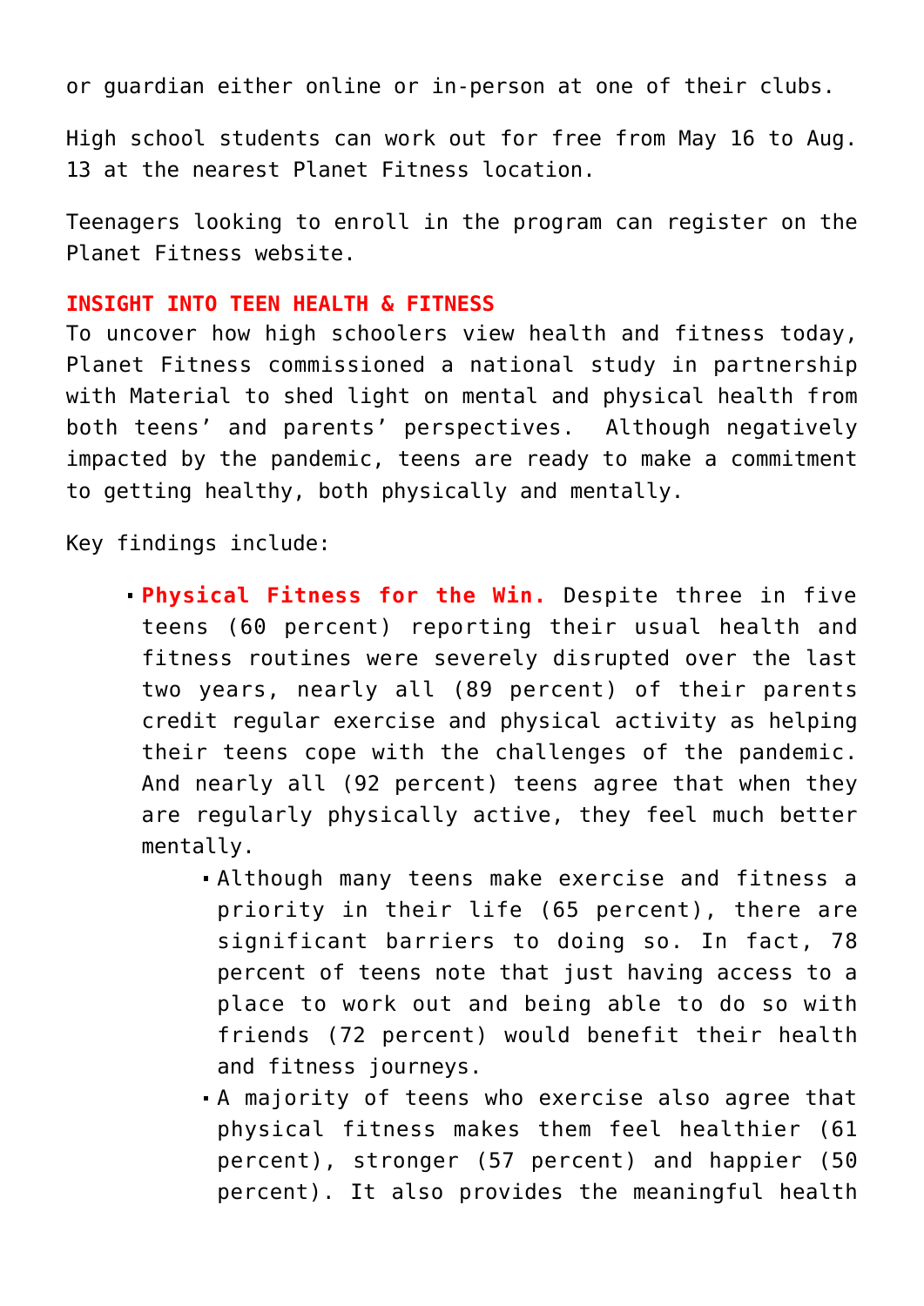or guardian either online or in-person at one of their clubs.

High school students can work out for free from May 16 to Aug. 13 at the nearest Planet Fitness location.

Teenagers looking to enroll in the program can register on the Planet Fitness website.

**INSIGHT INTO TEEN HEALTH & FITNESS**

To uncover how high schoolers view health and fitness today, Planet Fitness commissioned a national study in partnership with Material to shed light on mental and physical health from both teens' and parents' perspectives. Although negatively impacted by the pandemic, teens are ready to make a commitment to getting healthy, both physically and mentally.

Key findings include:

- **Physical Fitness for the Win.** Despite three in five teens (60 percent) reporting their usual health and fitness routines were severely disrupted over the last two years, nearly all (89 percent) of their parents credit regular exercise and physical activity as helping their teens cope with the challenges of the pandemic. And nearly all (92 percent) teens agree that when they are regularly physically active, they feel much better mentally.
  - Although many teens make exercise and fitness a priority in their life (65 percent), there are significant barriers to doing so. In fact, 78 percent of teens note that just having access to a place to work out and being able to do so with friends (72 percent) would benefit their health and fitness journeys.
  - A majority of teens who exercise also agree that physical fitness makes them feel healthier (61 percent), stronger (57 percent) and happier (50 percent). It also provides the meaningful health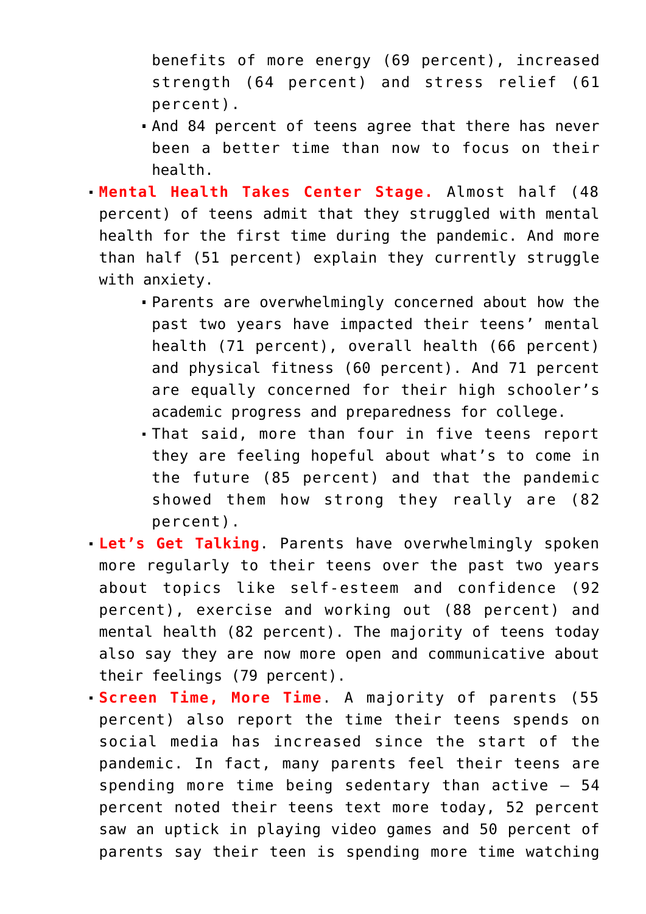benefits of more energy (69 percent), increased strength (64 percent) and stress relief (61 percent).
    - And 84 percent of teens agree that there has never been a better time than now to focus on their health.
- **Mental Health Takes Center Stage.** Almost half (48 percent) of teens admit that they struggled with mental health for the first time during the pandemic. And more than half (51 percent) explain they currently struggle with anxiety.
    - Parents are overwhelmingly concerned about how the past two years have impacted their teens' mental health (71 percent), overall health (66 percent) and physical fitness (60 percent). And 71 percent are equally concerned for their high schooler's academic progress and preparedness for college.
    - That said, more than four in five teens report they are feeling hopeful about what's to come in the future (85 percent) and that the pandemic showed them how strong they really are (82 percent).
- **Let's Get Talking**. Parents have overwhelmingly spoken more regularly to their teens over the past two years about topics like self-esteem and confidence (92 percent), exercise and working out (88 percent) and mental health (82 percent). The majority of teens today also say they are now more open and communicative about their feelings (79 percent).
- **Screen Time, More Time**. A majority of parents (55 percent) also report the time their teens spends on social media has increased since the start of the pandemic. In fact, many parents feel their teens are spending more time being sedentary than active – 54 percent noted their teens text more today, 52 percent saw an uptick in playing video games and 50 percent of parents say their teen is spending more time watching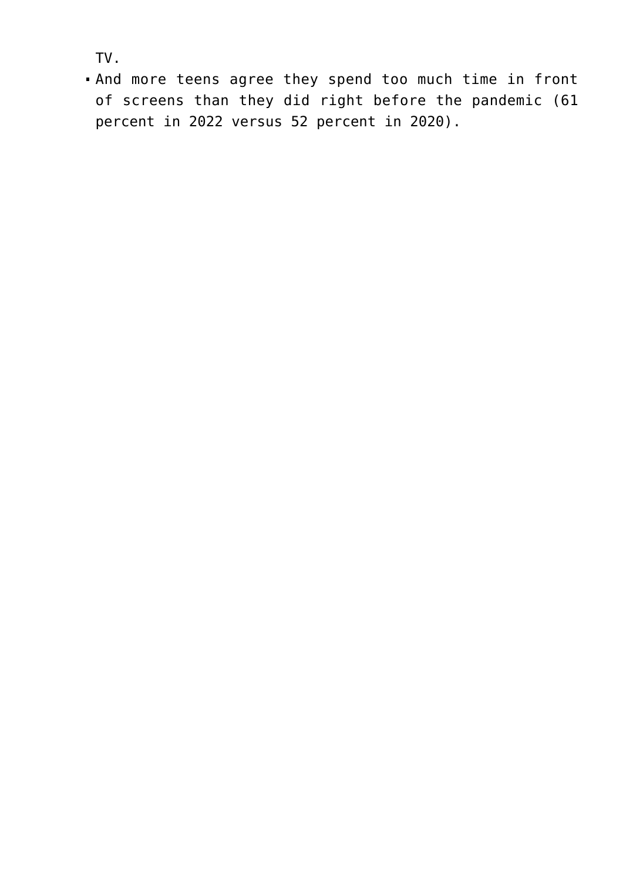TV.

- And more teens agree they spend too much time in front of screens than they did right before the pandemic (61 percent in 2022 versus 52 percent in 2020).